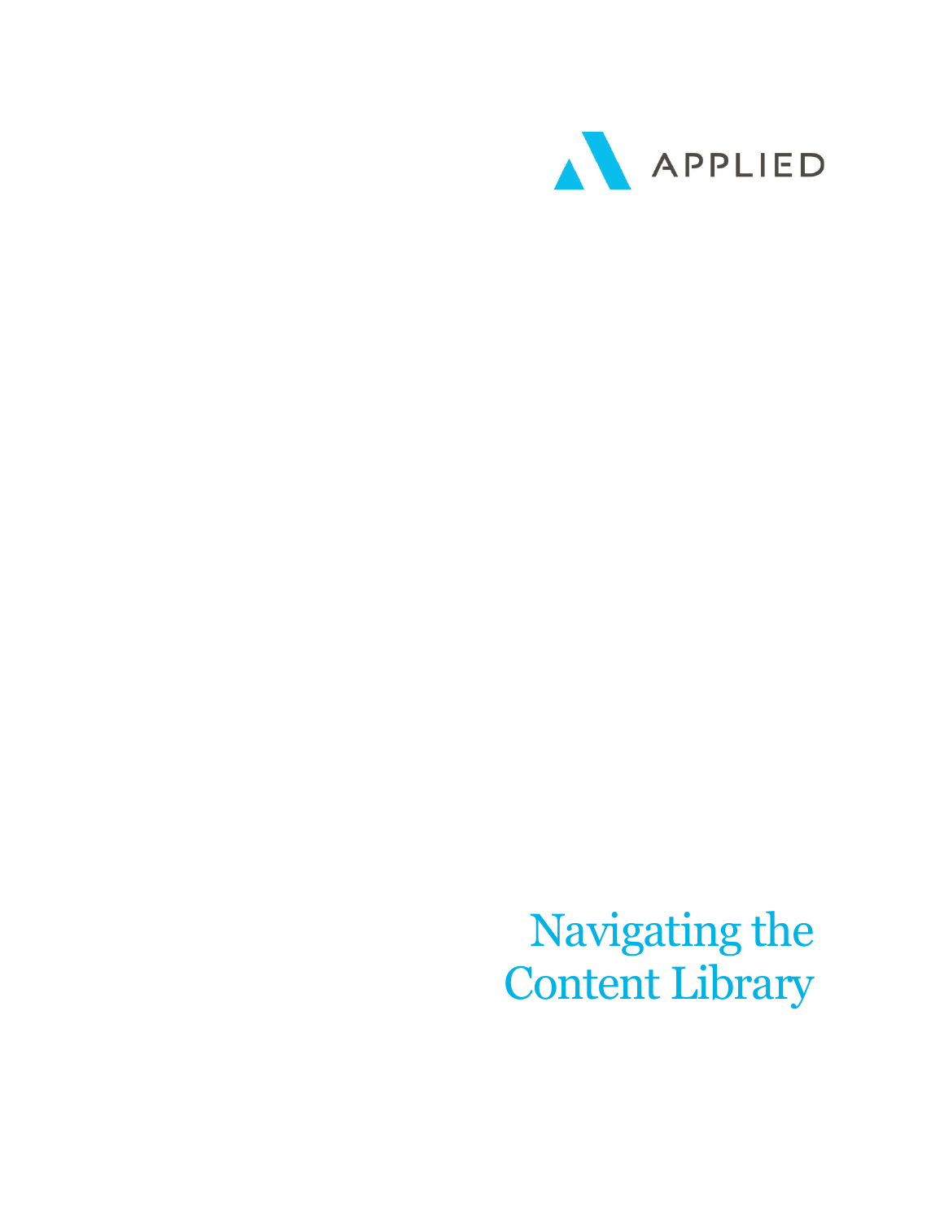APPLIED

# Navigating the Content Library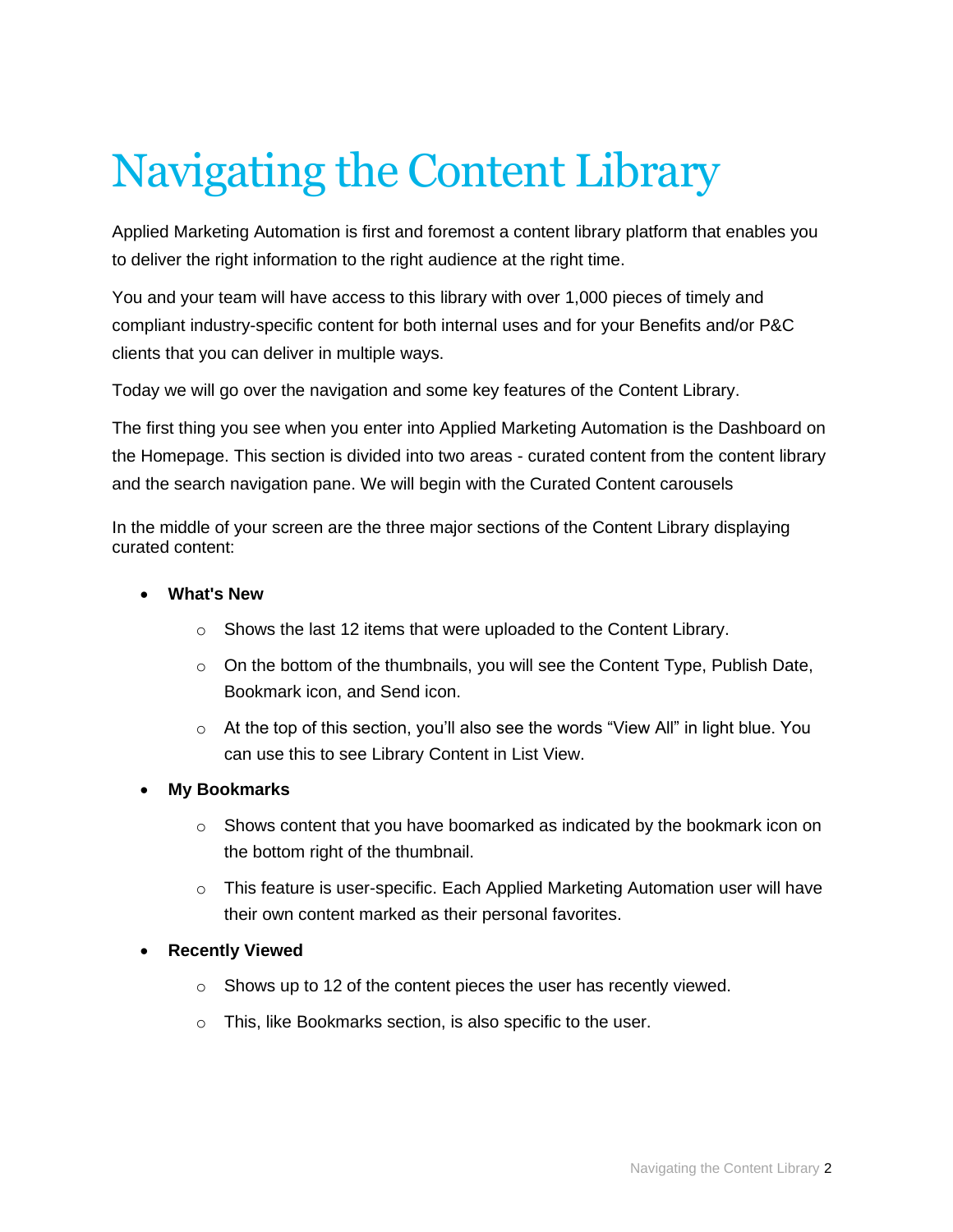# Navigating the Content Library

Applied Marketing Automation is first and foremost a content library platform that enables you to deliver the right information to the right audience at the right time.

You and your team will have access to this library with over 1,000 pieces of timely and compliant industry-specific content for both internal uses and for your Benefits and/or P&C clients that you can deliver in multiple ways.

Today we will go over the navigation and some key features of the Content Library.

The first thing you see when you enter into Applied Marketing Automation is the Dashboard on the Homepage. This section is divided into two areas - curated content from the content library and the search navigation pane. We will begin with the Curated Content carousels

In the middle of your screen are the three major sections of the Content Library displaying curated content:

- **What's New**
  - Shows the last 12 items that were uploaded to the Content Library.
  - On the bottom of the thumbnails, you will see the Content Type, Publish Date, Bookmark icon, and Send icon.
  - At the top of this section, you'll also see the words "View All" in light blue. You can use this to see Library Content in List View.
- **My Bookmarks**
  - Shows content that you have boomarked as indicated by the bookmark icon on the bottom right of the thumbnail.
  - This feature is user-specific. Each Applied Marketing Automation user will have their own content marked as their personal favorites.
- **Recently Viewed**
  - Shows up to 12 of the content pieces the user has recently viewed.
  - This, like Bookmarks section, is also specific to the user.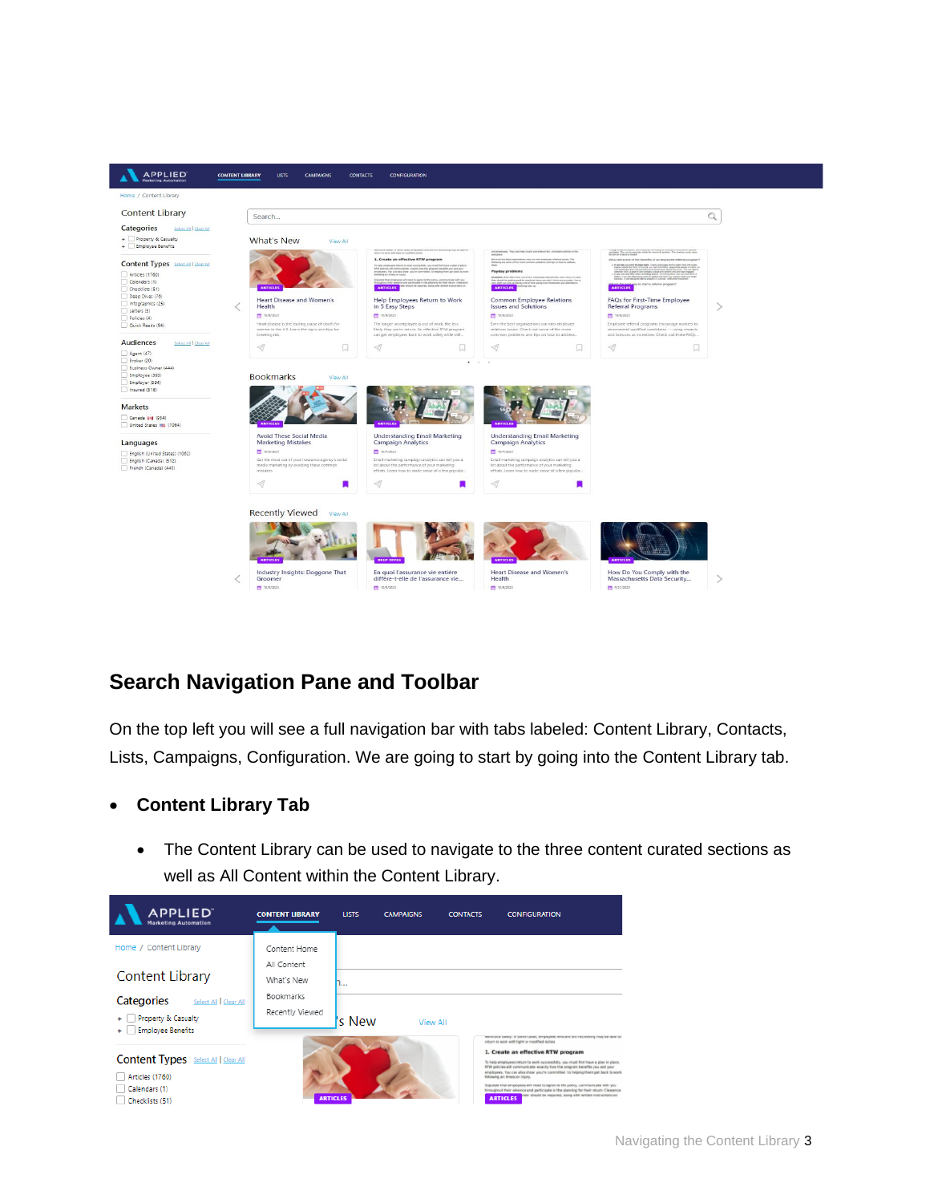## Search Navigation Pane and Toolbar

On the top left you will see a full navigation bar with tabs labeled: Content Library, Contacts, Lists, Campaigns, Configuration. We are going to start by going into the Content Library tab.

- **Content Library Tab**
  - The Content Library can be used to navigate to the three content curated sections as well as All Content within the Content Library.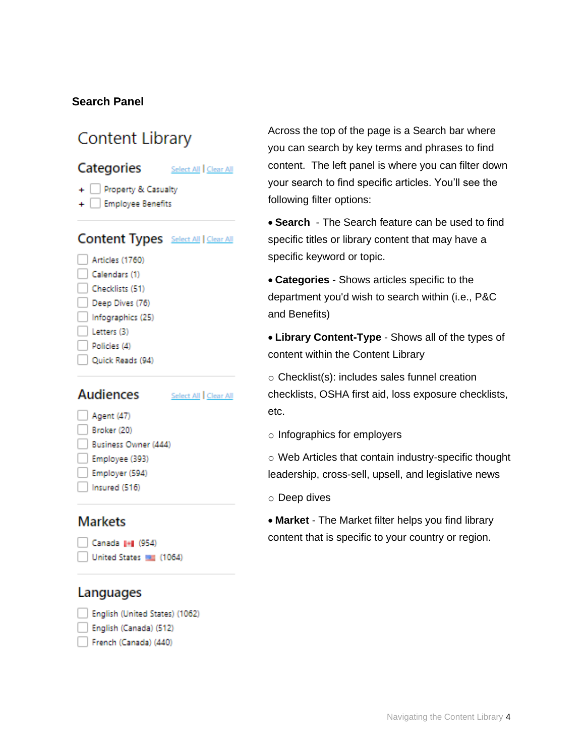## Search Panel

Content Library

Categories Select All | Clear All

- + Property & Casualty
- + Employee Benefits

Content Types Select All | Clear All

- Articles (1760)
- Calendars (1)
- Checklists (51)
- Deep Dives (76)
- Infographics (25)
- Letters (3)
- Policies (4)
- Quick Reads (94)

Audiences Select All | Clear All

- Agent (47)
- Broker (20)
- Business Owner (444)
- Employee (393)
- Employer (594)
- Insured (516)

Markets

- Canada (954)
- United States (1064)

Languages

- English (United States) (1062)
- English (Canada) (512)
- French (Canada) (440)

Across the top of the page is a Search bar where you can search by key terms and phrases to find content. The left panel is where you can filter down your search to find specific articles. You'll see the following filter options:

- **Search** - The Search feature can be used to find specific titles or library content that may have a specific keyword or topic.
- **Categories** - Shows articles specific to the department you'd wish to search within (i.e., P&C and Benefits)
- **Library Content-Type** - Shows all of the types of content within the Content Library
  - Checklist(s): includes sales funnel creation checklists, OSHA first aid, loss exposure checklists, etc.
  - Infographics for employers
  - Web Articles that contain industry-specific thought leadership, cross-sell, upsell, and legislative news
  - Deep dives
- **Market** - The Market filter helps you find library content that is specific to your country or region.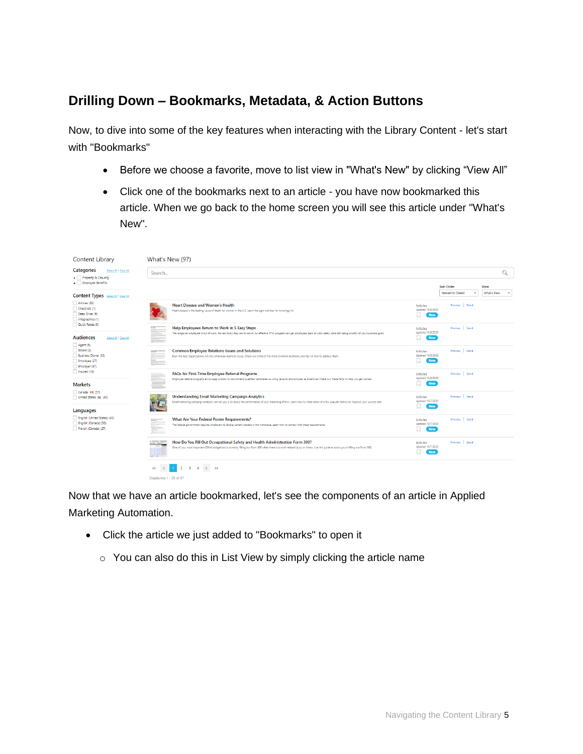## Drilling Down – Bookmarks, Metadata, & Action Buttons

Now, to dive into some of the key features when interacting with the Library Content - let's start with "Bookmarks"

- Before we choose a favorite, move to list view in "What's New" by clicking "View All"
- Click one of the bookmarks next to an article - you have now bookmarked this article. When we go back to the home screen you will see this article under "What's New".

Now that we have an article bookmarked, let's see the components of an article in Applied Marketing Automation.

- Click the article we just added to "Bookmarks" to open it
  - You can also do this in List View by simply clicking the article name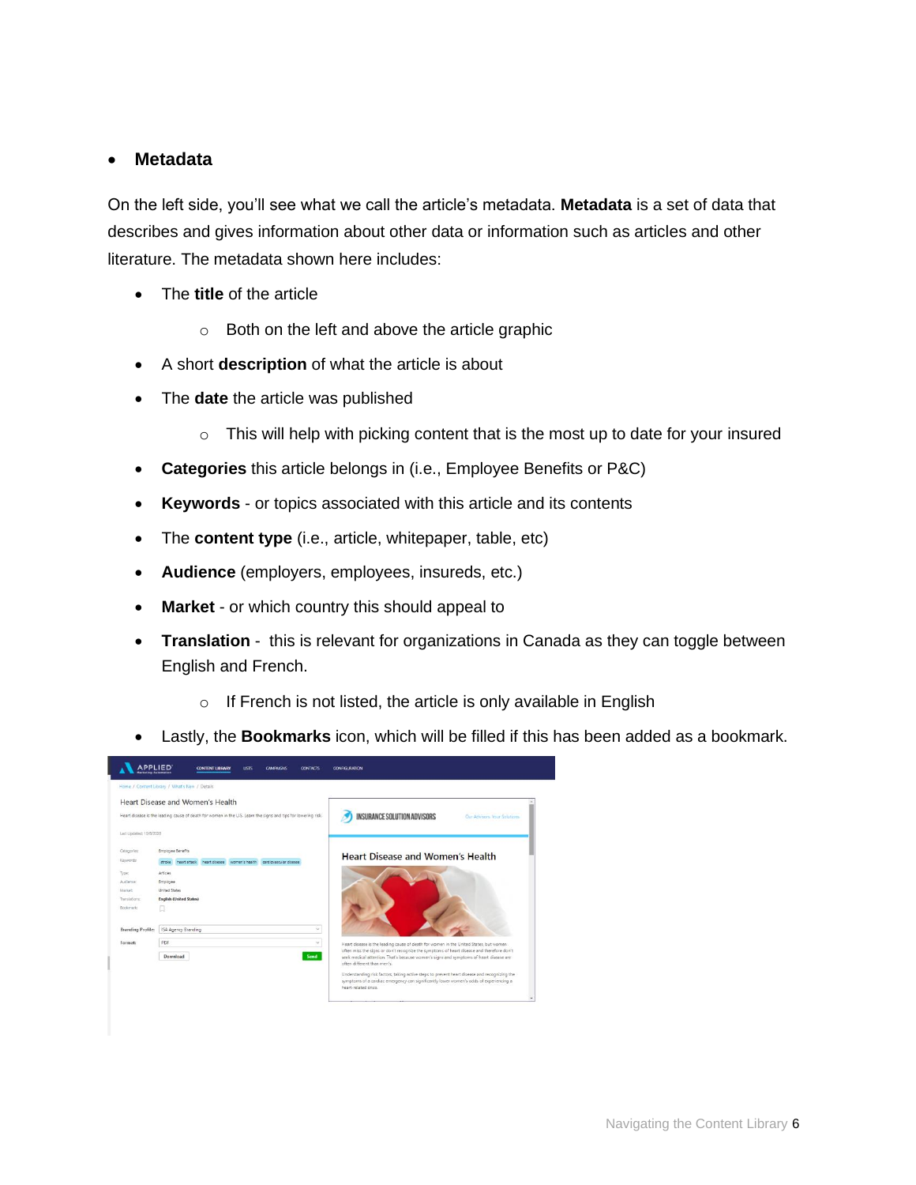- **Metadata**

On the left side, you'll see what we call the article's metadata. **Metadata** is a set of data that describes and gives information about other data or information such as articles and other literature. The metadata shown here includes:

- The **title** of the article
  - Both on the left and above the article graphic
- A short **description** of what the article is about
- The **date** the article was published
  - This will help with picking content that is the most up to date for your insured
- **Categories** this article belongs in (i.e., Employee Benefits or P&C)
- **Keywords** - or topics associated with this article and its contents
- The **content type** (i.e., article, whitepaper, table, etc)
- **Audience** (employers, employees, insureds, etc.)
- **Market** - or which country this should appeal to
- **Translation** - this is relevant for organizations in Canada as they can toggle between English and French.
  - If French is not listed, the article is only available in English
- Lastly, the **Bookmarks** icon, which will be filled if this has been added as a bookmark.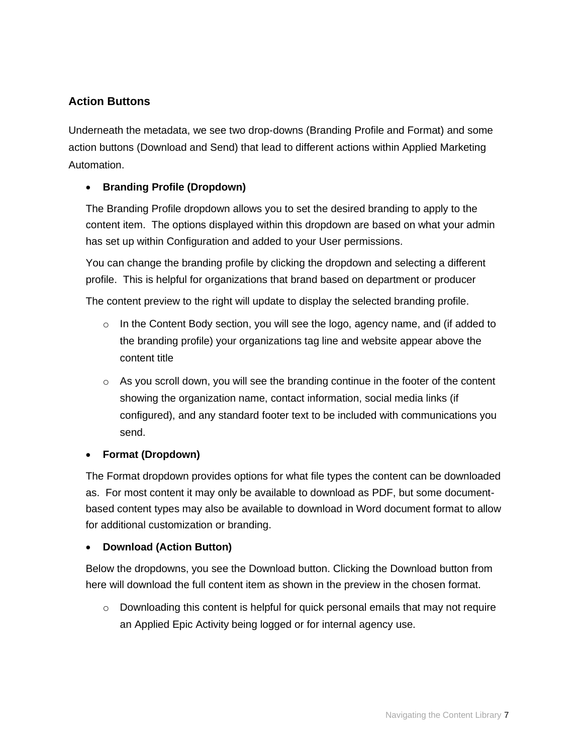### Action Buttons

Underneath the metadata, we see two drop-downs (Branding Profile and Format) and some action buttons (Download and Send) that lead to different actions within Applied Marketing Automation.

- **Branding Profile (Dropdown)**

  The Branding Profile dropdown allows you to set the desired branding to apply to the content item. The options displayed within this dropdown are based on what your admin has set up within Configuration and added to your User permissions.

  You can change the branding profile by clicking the dropdown and selecting a different profile. This is helpful for organizations that brand based on department or producer

  The content preview to the right will update to display the selected branding profile.

  - In the Content Body section, you will see the logo, agency name, and (if added to the branding profile) your organizations tag line and website appear above the content title
  - As you scroll down, you will see the branding continue in the footer of the content showing the organization name, contact information, social media links (if configured), and any standard footer text to be included with communications you send.

- **Format (Dropdown)**

  The Format dropdown provides options for what file types the content can be downloaded as. For most content it may only be available to download as PDF, but some document-based content types may also be available to download in Word document format to allow for additional customization or branding.

- **Download (Action Button)**

  Below the dropdowns, you see the Download button. Clicking the Download button from here will download the full content item as shown in the preview in the chosen format.

  - Downloading this content is helpful for quick personal emails that may not require an Applied Epic Activity being logged or for internal agency use.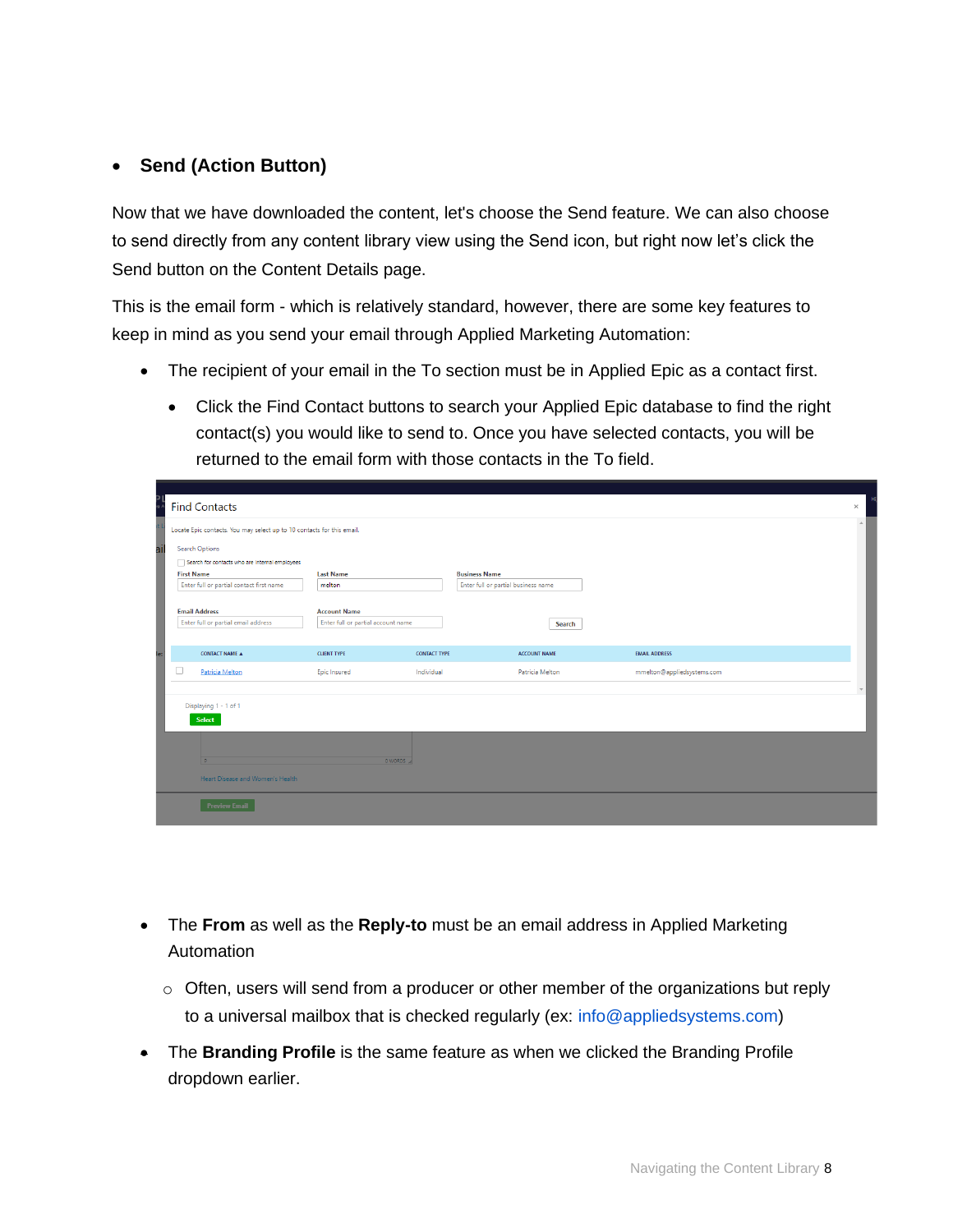- **Send (Action Button)**

Now that we have downloaded the content, let's choose the Send feature. We can also choose to send directly from any content library view using the Send icon, but right now let's click the Send button on the Content Details page.

This is the email form - which is relatively standard, however, there are some key features to keep in mind as you send your email through Applied Marketing Automation:

- The recipient of your email in the To section must be in Applied Epic as a contact first.
  - Click the Find Contact buttons to search your Applied Epic database to find the right contact(s) you would like to send to. Once you have selected contacts, you will be returned to the email form with those contacts in the To field.

- The **From** as well as the **Reply-to** must be an email address in Applied Marketing Automation
  - Often, users will send from a producer or other member of the organizations but reply to a universal mailbox that is checked regularly (ex: info@appliedsystems.com)
- The **Branding Profile** is the same feature as when we clicked the Branding Profile dropdown earlier.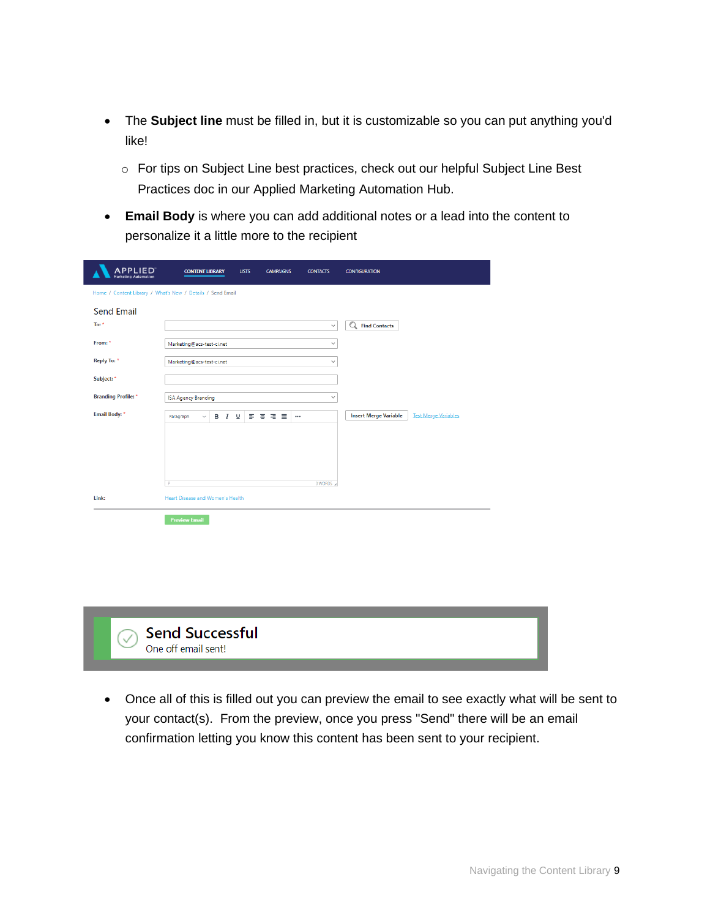- The **Subject line** must be filled in, but it is customizable so you can put anything you'd like!
    - For tips on Subject Line best practices, check out our helpful Subject Line Best Practices doc in our Applied Marketing Automation Hub.
- **Email Body** is where you can add additional notes or a lead into the content to personalize it a little more to the recipient

- Once all of this is filled out you can preview the email to see exactly what will be sent to your contact(s). From the preview, once you press "Send" there will be an email confirmation letting you know this content has been sent to your recipient.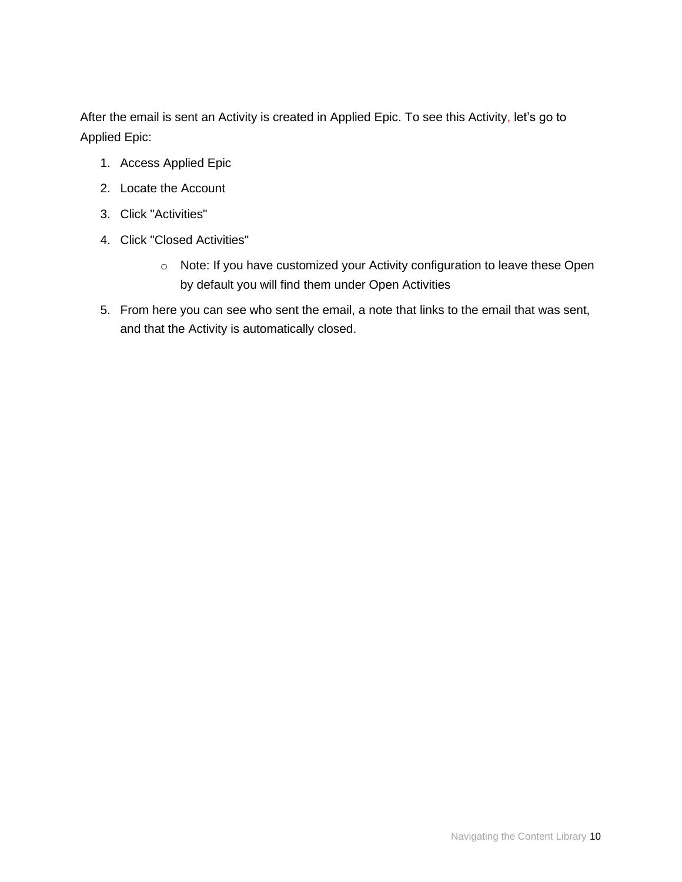After the email is sent an Activity is created in Applied Epic. To see this Activity, let’s go to Applied Epic:

1. Access Applied Epic
2. Locate the Account
3. Click "Activities"
4. Click "Closed Activities"
    - Note: If you have customized your Activity configuration to leave these Open by default you will find them under Open Activities
5. From here you can see who sent the email, a note that links to the email that was sent, and that the Activity is automatically closed.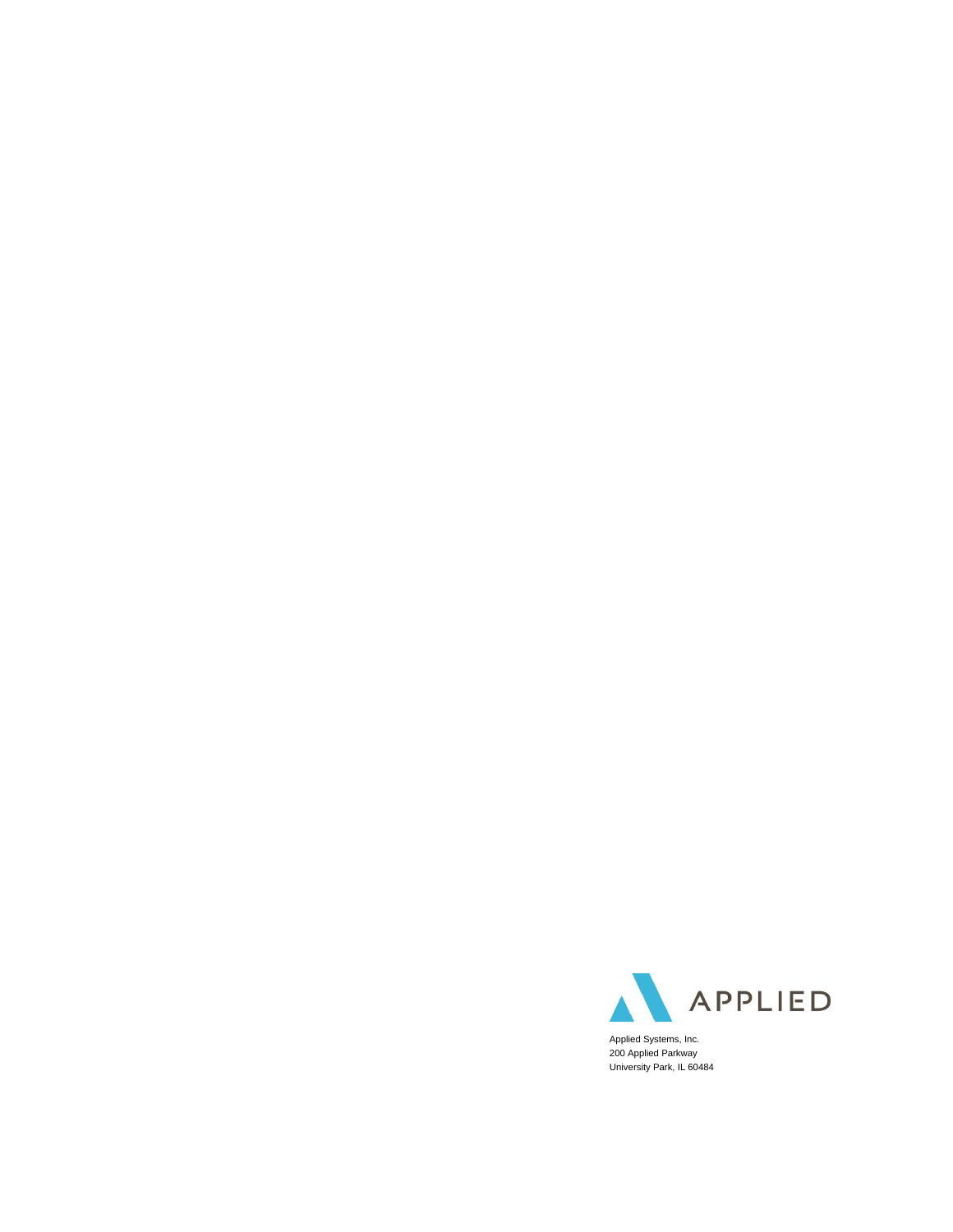APPLIED

Applied Systems, Inc.
200 Applied Parkway
University Park, IL 60484